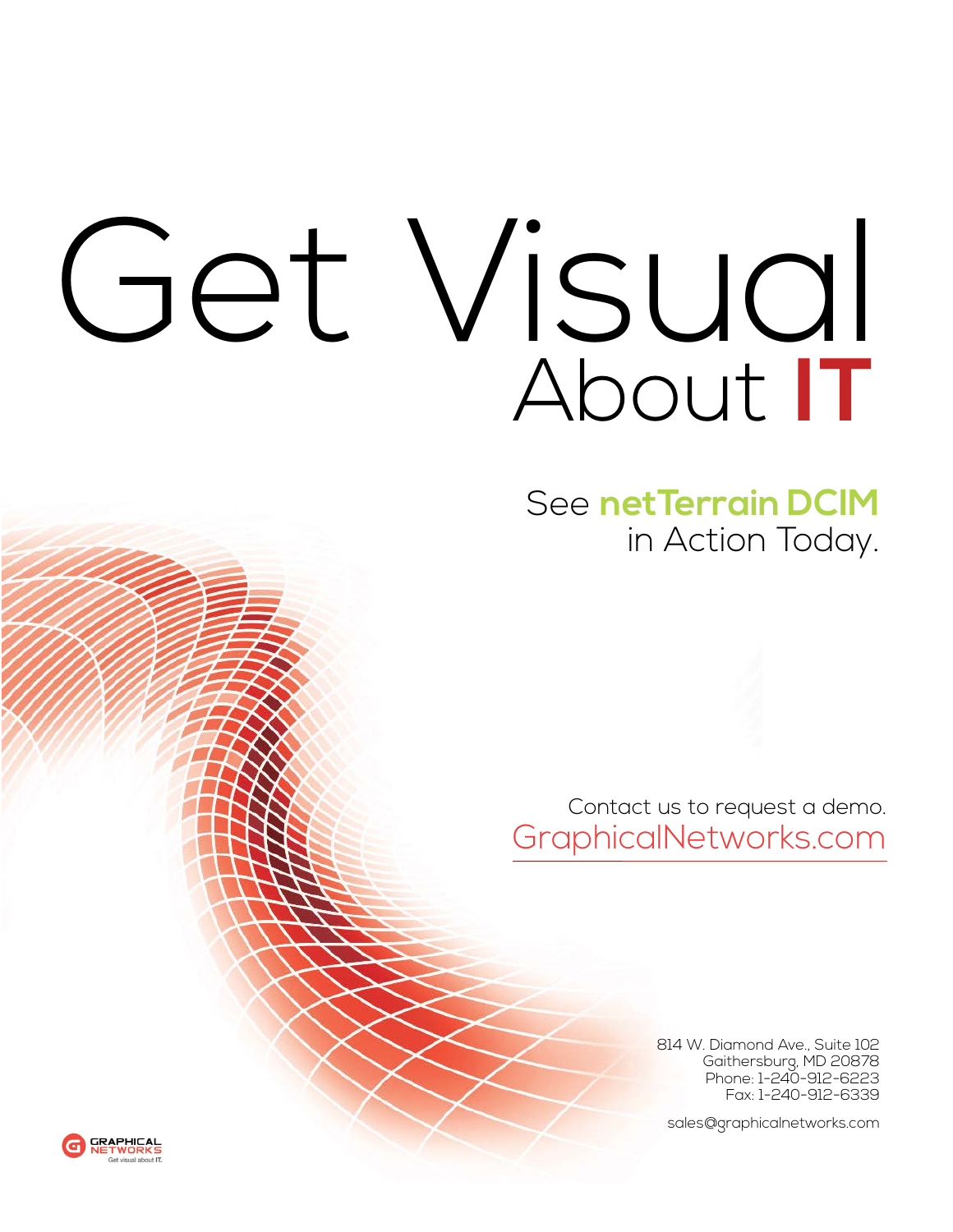# Get Visual About **IT**

## See **netTerrain DCIM** in Action Today.

Contact us to request a demo.
GraphicalNetworks.com

814 W. Diamond Ave., Suite 102
Gaithersburg, MD 20878
Phone: 1-240-912-6223
Fax: 1-240-912-6339

sales@graphicalnetworks.com

GRAPHICAL NETWORKS
Get visual about IT.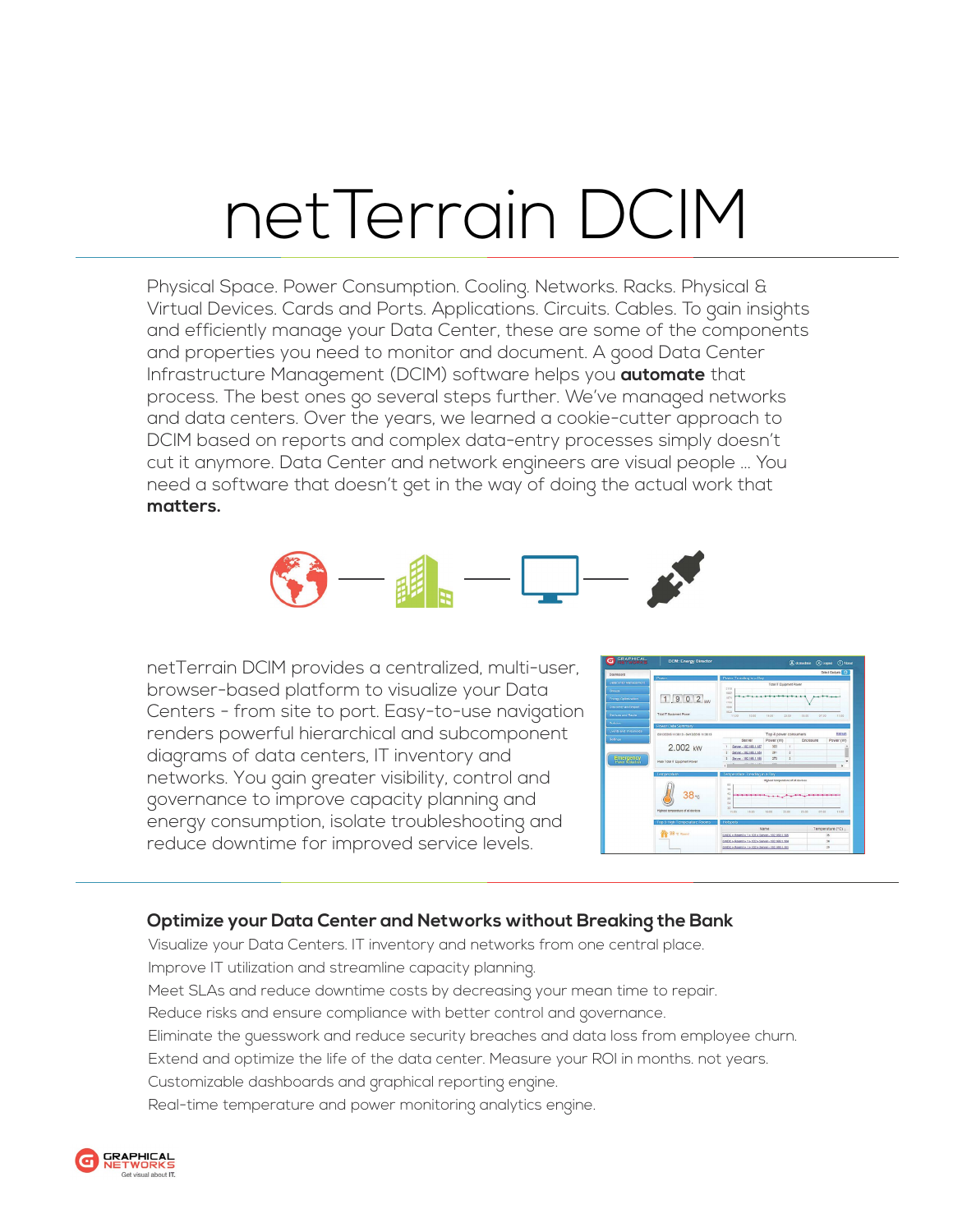# netTerrain DCIM

Physical Space. Power Consumption. Cooling. Networks. Racks. Physical & Virtual Devices. Cards and Ports. Applications. Circuits. Cables. To gain insights and efficiently manage your Data Center, these are some of the components and properties you need to monitor and document. A good Data Center Infrastructure Management (DCIM) software helps you **automate** that process. The best ones go several steps further. We've managed networks and data centers. Over the years, we learned a cookie-cutter approach to DCIM based on reports and complex data-entry processes simply doesn't cut it anymore. Data Center and network engineers are visual people ... You need a software that doesn't get in the way of doing the actual work that **matters.**

netTerrain DCIM provides a centralized, multi-user, browser-based platform to visualize your Data Centers - from site to port. Easy-to-use navigation renders powerful hierarchical and subcomponent diagrams of data centers, IT inventory and networks. You gain greater visibility, control and governance to improve capacity planning and energy consumption, isolate troubleshooting and reduce downtime for improved service levels.

### Optimize your Data Center and Networks without Breaking the Bank

Visualize your Data Centers. IT inventory and networks from one central place.

Improve IT utilization and streamline capacity planning.

Meet SLAs and reduce downtime costs by decreasing your mean time to repair.

Reduce risks and ensure compliance with better control and governance.

Eliminate the guesswork and reduce security breaches and data loss from employee churn.

Extend and optimize the life of the data center. Measure your ROI in months. not years.

Customizable dashboards and graphical reporting engine.

Real-time temperature and power monitoring analytics engine.

GRAPHICAL NETWORKS
Get visual about IT.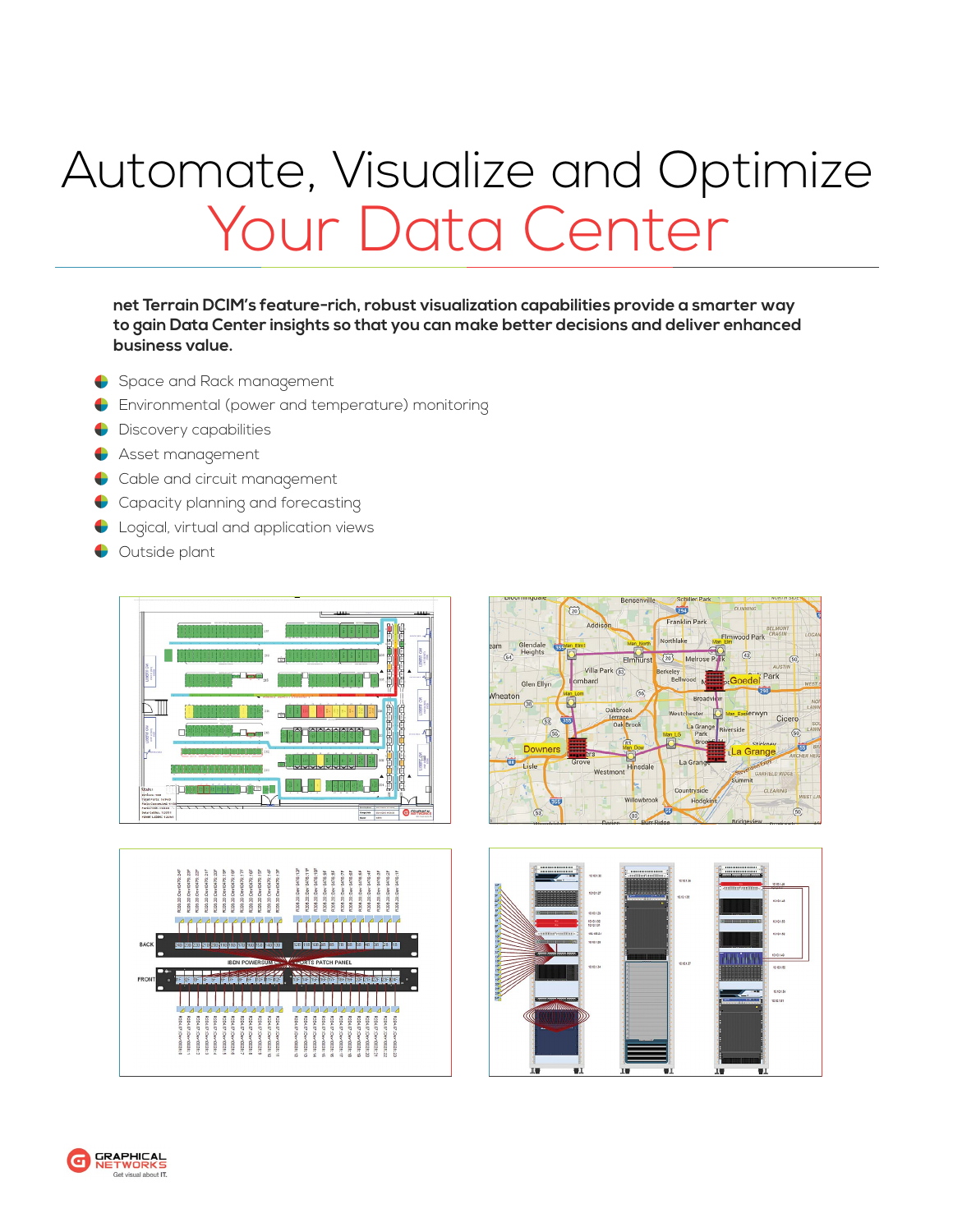# Automate, Visualize and Optimize
# Your Data Center

**net Terrain DCIM's feature-rich, robust visualization capabilities provide a smarter way to gain Data Center insights so that you can make better decisions and deliver enhanced business value.**

- Space and Rack management
- Environmental (power and temperature) monitoring
- Discovery capabilities
- Asset management
- Cable and circuit management
- Capacity planning and forecasting
- Logical, virtual and application views
- Outside plant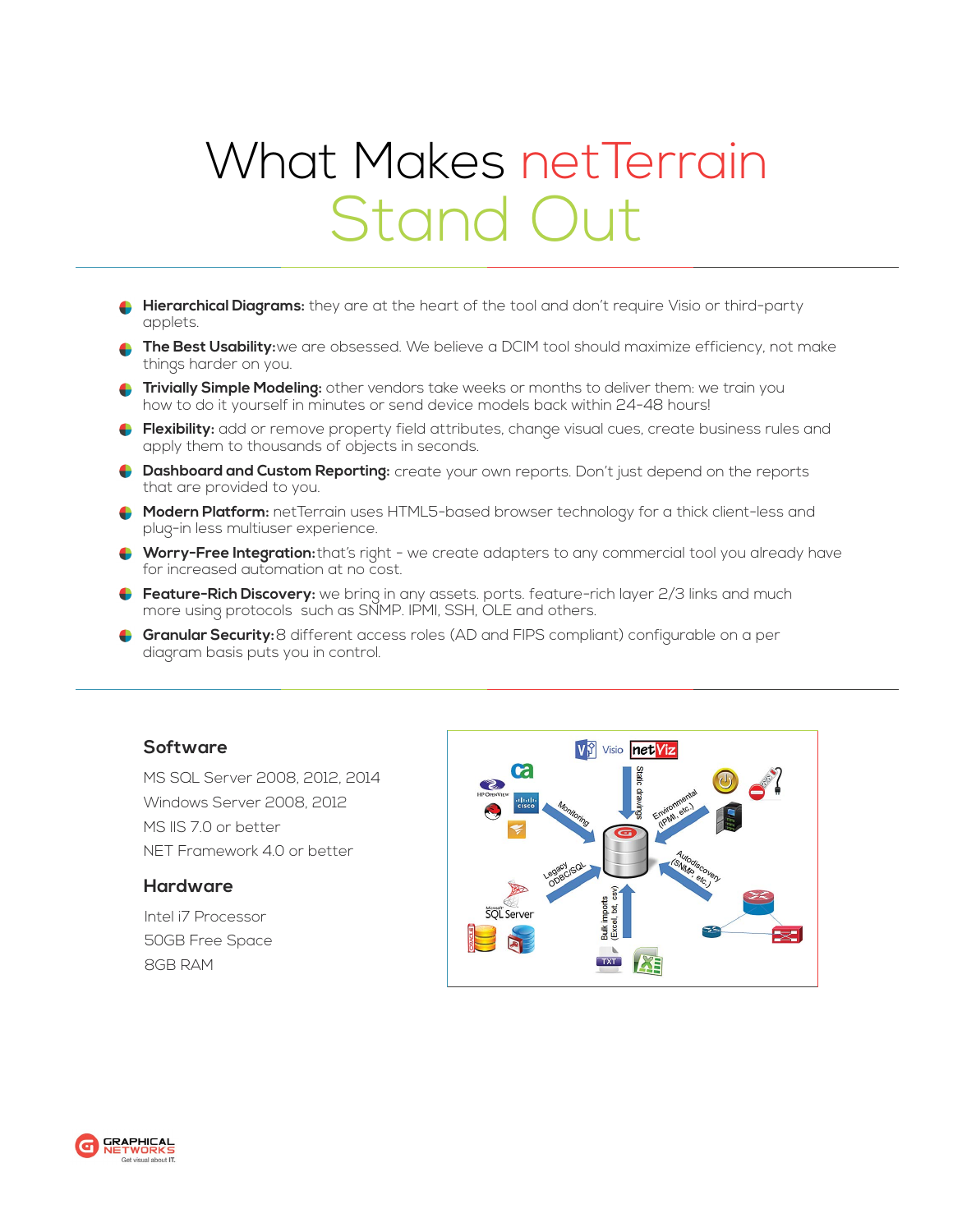# What Makes netTerrain Stand Out

- **Hierarchical Diagrams:** they are at the heart of the tool and don't require Visio or third-party applets.
- **The Best Usability:** we are obsessed. We believe a DCIM tool should maximize efficiency, not make things harder on you.
- **Trivially Simple Modeling:** other vendors take weeks or months to deliver them: we train you how to do it yourself in minutes or send device models back within 24-48 hours!
- **Flexibility:** add or remove property field attributes, change visual cues, create business rules and apply them to thousands of objects in seconds.
- **Dashboard and Custom Reporting:** create your own reports. Don't just depend on the reports that are provided to you.
- **Modern Platform:** netTerrain uses HTML5-based browser technology for a thick client-less and plug-in less multiuser experience.
- **Worry-Free Integration:** that's right - we create adapters to any commercial tool you already have for increased automation at no cost.
- **Feature-Rich Discovery:** we bring in any assets. ports. feature-rich layer 2/3 links and much more using protocols such as SNMP. IPMI, SSH, OLE and others.
- **Granular Security:** 8 different access roles (AD and FIPS compliant) configurable on a per diagram basis puts you in control.

## Software

MS SQL Server 2008, 2012, 2014

Windows Server 2008, 2012

MS IIS 7.0 or better

NET Framework 4.0 or better

## Hardware

Intel i7 Processor

50GB Free Space

8GB RAM

Visio
netViz
Static drawings
Monitoring
Environmental (IPMI, etc.)
Legacy ODBC/SQL
Autodiscovery (SNMP, etc.)
Bulk imports (Excel, txt, csv)
SQL Server